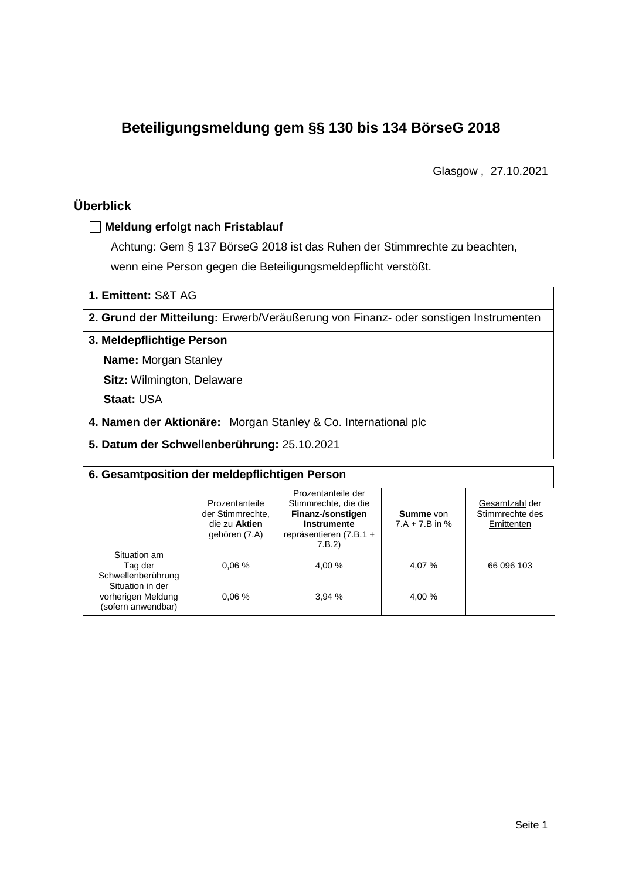# Beteiligungsmeldung gem §§ 130 bis 134 BörseG 2018

Glasgow , 27.10.2021

## Überblick

☐ **Meldung erfolgt nach Fristablauf**

Achtung: Gem § 137 BörseG 2018 ist das Ruhen der Stimmrechte zu beachten, wenn eine Person gegen die Beteiligungsmeldepflicht verstößt.

**1. Emittent:** S&T AG

**2. Grund der Mitteilung:** Erwerb/Veräußerung von Finanz- oder sonstigen Instrumenten

**3. Meldepflichtige Person**

**Name:** Morgan Stanley

**Sitz:** Wilmington, Delaware

**Staat:** USA

**4. Namen der Aktionäre:** Morgan Stanley & Co. International plc

**5. Datum der Schwellenberührung:** 25.10.2021

**6. Gesamtposition der meldepflichtigen Person**

| | Prozentanteile der Stimmrechte, die zu **Aktien** gehören (7.A) | Prozentanteile der Stimmrechte, die die **Finanz-/sonstigen Instrumente** repräsentieren (7.B.1 + 7.B.2) | **Summe** von 7.A + 7.B in % | Gesamtzahl der Stimmrechte des Emittenten |
|---|---|---|---|---|
| Situation am Tag der Schwellenberührung | 0,06 % | 4,00 % | 4,07 % | 66 096 103 |
| Situation in der vorherigen Meldung (sofern anwendbar) | 0,06 % | 3,94 % | 4,00 % | |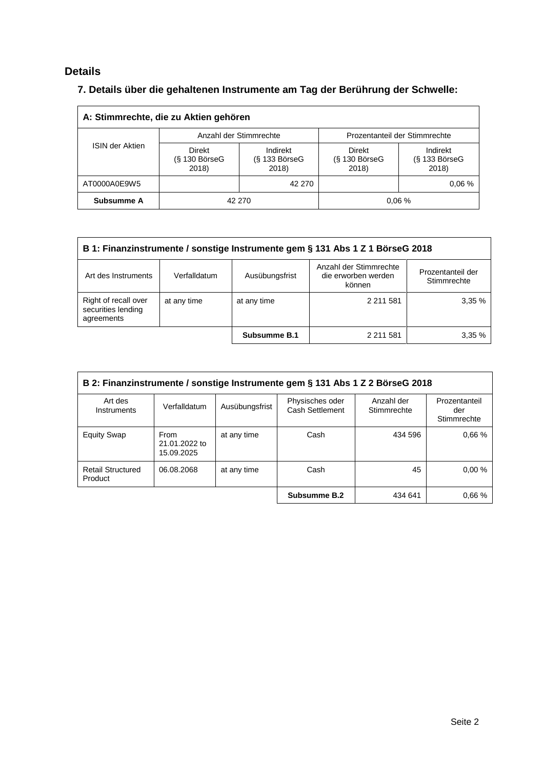## Details

### 7. Details über die gehaltenen Instrumente am Tag der Berührung der Schwelle:

| A: Stimmrechte, die zu Aktien gehören | | | | |
|---|---|---|---|---|
| ISIN der Aktien | Anzahl der Stimmrechte | | Prozentanteil der Stimmrechte | |
| | Direkt (§ 130 BörseG 2018) | Indirekt (§ 133 BörseG 2018) | Direkt (§ 130 BörseG 2018) | Indirekt (§ 133 BörseG 2018) |
| AT0000A0E9W5 | | 42 270 | | 0,06 % |
| **Subsumme A** | 42 270 | | 0,06 % | |

| B 1: Finanzinstrumente / sonstige Instrumente gem § 131 Abs 1 Z 1 BörseG 2018 | | | | |
|---|---|---|---|---|
| Art des Instruments | Verfalldatum | Ausübungsfrist | Anzahl der Stimmrechte die erworben werden können | Prozentanteil der Stimmrechte |
| Right of recall over securities lending agreements | at any time | at any time | 2 211 581 | 3,35 % |
| | | **Subsumme B.1** | 2 211 581 | 3,35 % |

| B 2: Finanzinstrumente / sonstige Instrumente gem § 131 Abs 1 Z 2 BörseG 2018 | | | | | |
|---|---|---|---|---|---|
| Art des Instruments | Verfalldatum | Ausübungsfrist | Physisches oder Cash Settlement | Anzahl der Stimmrechte | Prozentanteil der Stimmrechte |
| Equity Swap | From 21.01.2022 to 15.09.2025 | at any time | Cash | 434 596 | 0,66 % |
| Retail Structured Product | 06.08.2068 | at any time | Cash | 45 | 0,00 % |
| | | | **Subsumme B.2** | 434 641 | 0,66 % |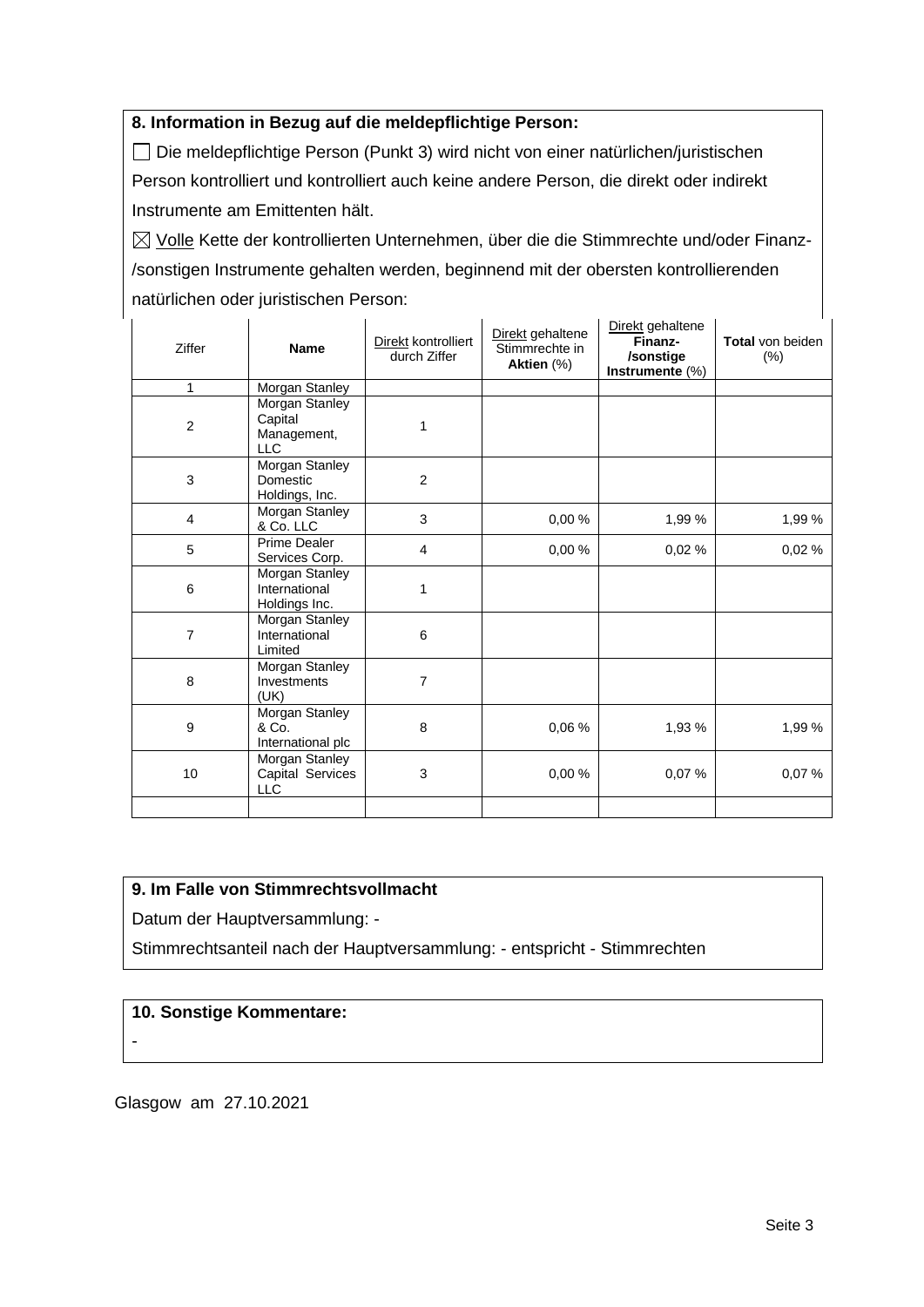**8. Information in Bezug auf die meldepflichtige Person:**

☐ Die meldepflichtige Person (Punkt 3) wird nicht von einer natürlichen/juristischen Person kontrolliert und kontrolliert auch keine andere Person, die direkt oder indirekt Instrumente am Emittenten hält.

☒ Volle Kette der kontrollierten Unternehmen, über die die Stimmrechte und/oder Finanz-/sonstigen Instrumente gehalten werden, beginnend mit der obersten kontrollierenden natürlichen oder juristischen Person:

| Ziffer | **Name** | Direkt kontrolliert durch Ziffer | Direkt gehaltene Stimmrechte in **Aktien** (%) | Direkt gehaltene **Finanz-/sonstige Instrumente** (%) | **Total** von beiden (%) |
|---|---|---|---|---|---|
| 1 | Morgan Stanley | | | | |
| 2 | Morgan Stanley Capital Management, LLC | 1 | | | |
| 3 | Morgan Stanley Domestic Holdings, Inc. | 2 | | | |
| 4 | Morgan Stanley & Co. LLC | 3 | 0,00 % | 1,99 % | 1,99 % |
| 5 | Prime Dealer Services Corp. | 4 | 0,00 % | 0,02 % | 0,02 % |
| 6 | Morgan Stanley International Holdings Inc. | 1 | | | |
| 7 | Morgan Stanley International Limited | 6 | | | |
| 8 | Morgan Stanley Investments (UK) | 7 | | | |
| 9 | Morgan Stanley & Co. International plc | 8 | 0,06 % | 1,93 % | 1,99 % |
| 10 | Morgan Stanley Capital Services LLC | 3 | 0,00 % | 0,07 % | 0,07 % |
| | | | | | |

**9. Im Falle von Stimmrechtsvollmacht**

Datum der Hauptversammlung: -

Stimmrechtsanteil nach der Hauptversammlung: - entspricht - Stimmrechten

**10. Sonstige Kommentare:**

-

Glasgow am 27.10.2021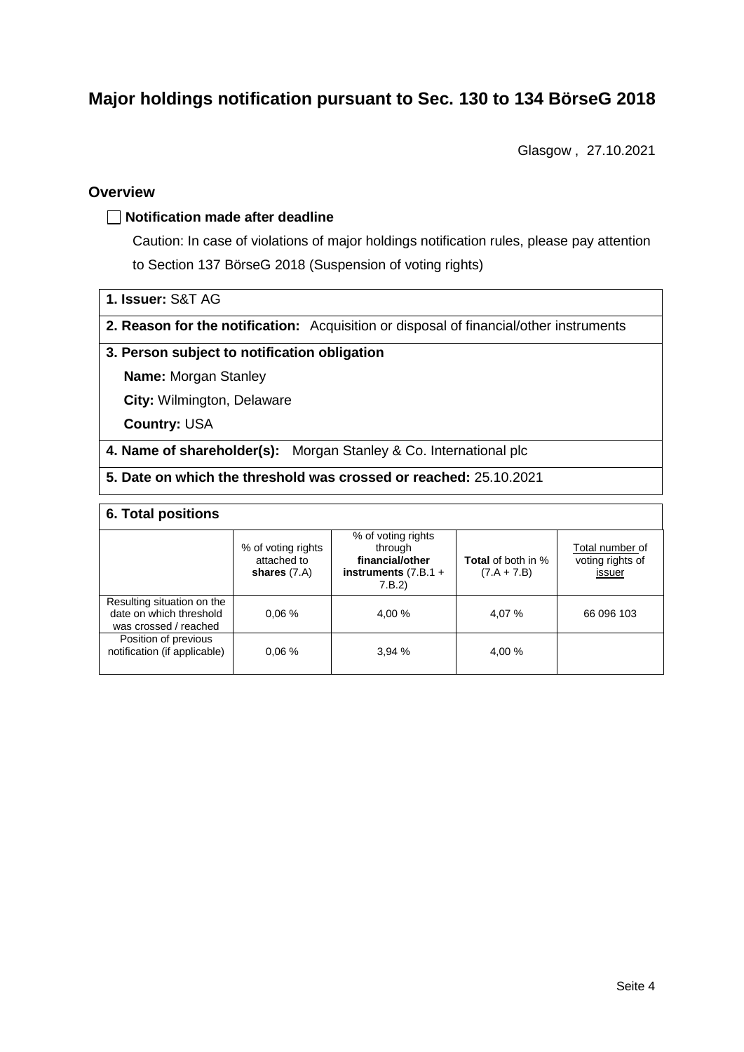# Major holdings notification pursuant to Sec. 130 to 134 BörseG 2018

Glasgow , 27.10.2021

## Overview

☐ **Notification made after deadline**

Caution: In case of violations of major holdings notification rules, please pay attention to Section 137 BörseG 2018 (Suspension of voting rights)

**1. Issuer:** S&T AG

**2. Reason for the notification:** Acquisition or disposal of financial/other instruments

**3. Person subject to notification obligation**

**Name:** Morgan Stanley

**City:** Wilmington, Delaware

**Country:** USA

**4. Name of shareholder(s):** Morgan Stanley & Co. International plc

**5. Date on which the threshold was crossed or reached:** 25.10.2021

**6. Total positions**

| | % of voting rights attached to **shares** (7.A) | % of voting rights through **financial/other instruments** (7.B.1 + 7.B.2) | **Total** of both in % (7.A + 7.B) | Total number of voting rights of issuer |
|---|---|---|---|---|
| Resulting situation on the date on which threshold was crossed / reached | 0,06 % | 4,00 % | 4,07 % | 66 096 103 |
| Position of previous notification (if applicable) | 0,06 % | 3,94 % | 4,00 % | |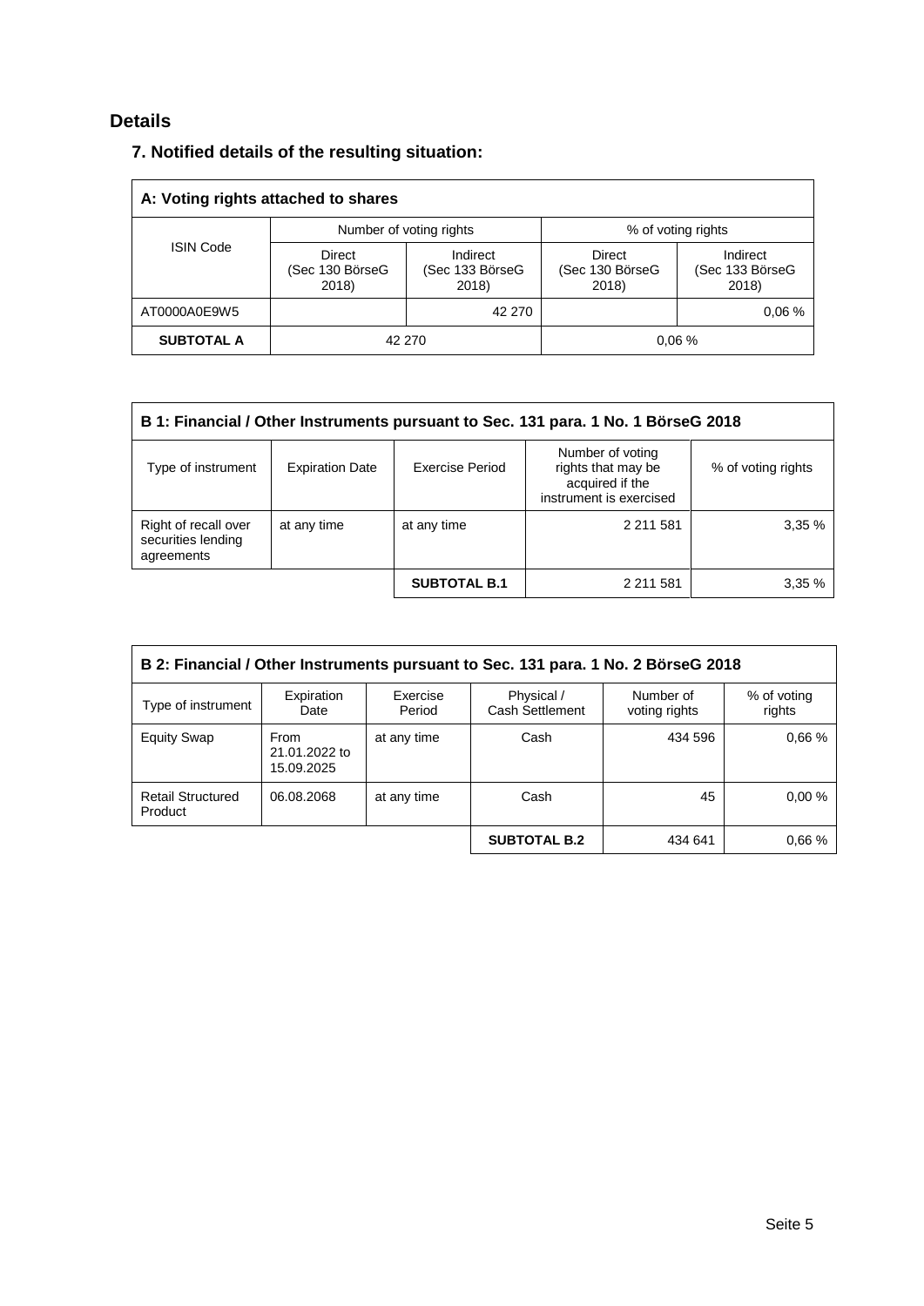## Details

### 7. Notified details of the resulting situation:

| A: Voting rights attached to shares | | | | |
|---|---|---|---|---|
| ISIN Code | Number of voting rights | | % of voting rights | |
| | Direct (Sec 130 BörseG 2018) | Indirect (Sec 133 BörseG 2018) | Direct (Sec 130 BörseG 2018) | Indirect (Sec 133 BörseG 2018) |
| AT0000A0E9W5 | | 42 270 | | 0,06 % |
| **SUBTOTAL A** | 42 270 | | 0,06 % | |

| B 1: Financial / Other Instruments pursuant to Sec. 131 para. 1 No. 1 BörseG 2018 | | | | |
|---|---|---|---|---|
| Type of instrument | Expiration Date | Exercise Period | Number of voting rights that may be acquired if the instrument is exercised | % of voting rights |
| Right of recall over securities lending agreements | at any time | at any time | 2 211 581 | 3,35 % |
| | | **SUBTOTAL B.1** | 2 211 581 | 3,35 % |

| B 2: Financial / Other Instruments pursuant to Sec. 131 para. 1 No. 2 BörseG 2018 | | | | | |
|---|---|---|---|---|---|
| Type of instrument | Expiration Date | Exercise Period | Physical / Cash Settlement | Number of voting rights | % of voting rights |
| Equity Swap | From 21.01.2022 to 15.09.2025 | at any time | Cash | 434 596 | 0,66 % |
| Retail Structured Product | 06.08.2068 | at any time | Cash | 45 | 0,00 % |
| | | | **SUBTOTAL B.2** | 434 641 | 0,66 % |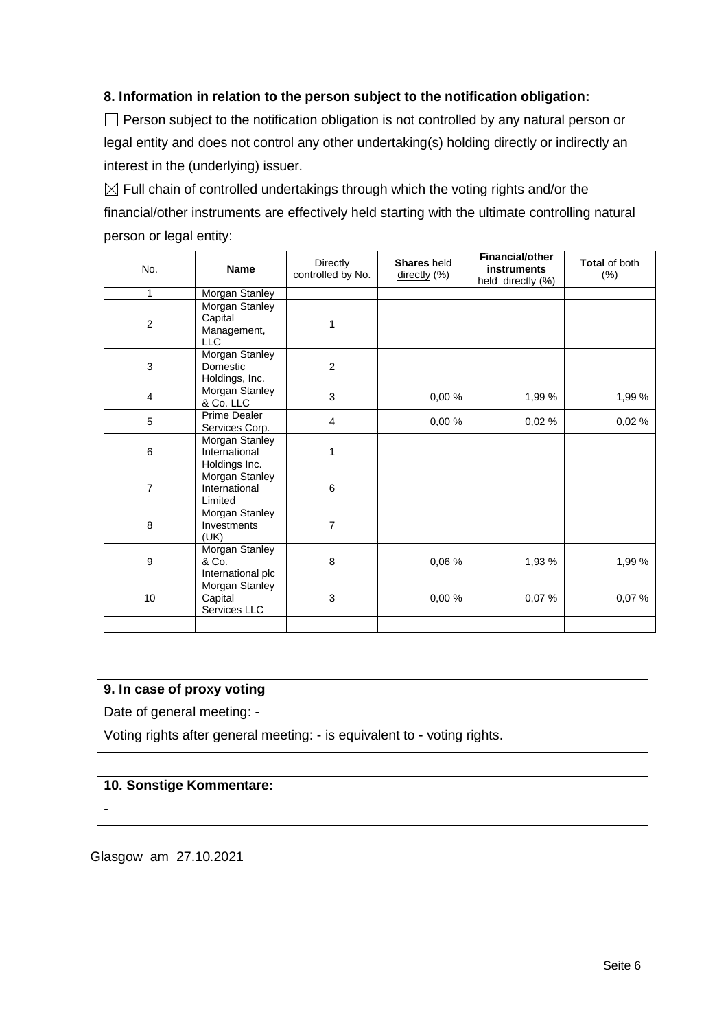**8. Information in relation to the person subject to the notification obligation:**

☐ Person subject to the notification obligation is not controlled by any natural person or legal entity and does not control any other undertaking(s) holding directly or indirectly an interest in the (underlying) issuer.

☒ Full chain of controlled undertakings through which the voting rights and/or the financial/other instruments are effectively held starting with the ultimate controlling natural person or legal entity:

| No. | Name | Directly controlled by No. | Shares held directly (%) | Financial/other instruments held directly (%) | Total of both (%) |
|---|---|---|---|---|---|
| 1 | Morgan Stanley | | | | |
| 2 | Morgan Stanley Capital Management, LLC | 1 | | | |
| 3 | Morgan Stanley Domestic Holdings, Inc. | 2 | | | |
| 4 | Morgan Stanley & Co. LLC | 3 | 0,00 % | 1,99 % | 1,99 % |
| 5 | Prime Dealer Services Corp. | 4 | 0,00 % | 0,02 % | 0,02 % |
| 6 | Morgan Stanley International Holdings Inc. | 1 | | | |
| 7 | Morgan Stanley International Limited | 6 | | | |
| 8 | Morgan Stanley Investments (UK) | 7 | | | |
| 9 | Morgan Stanley & Co. International plc | 8 | 0,06 % | 1,93 % | 1,99 % |
| 10 | Morgan Stanley Capital Services LLC | 3 | 0,00 % | 0,07 % | 0,07 % |
| | | | | | |

**9. In case of proxy voting**

Date of general meeting: -

Voting rights after general meeting: - is equivalent to - voting rights.

**10. Sonstige Kommentare:**

-

Glasgow am 27.10.2021